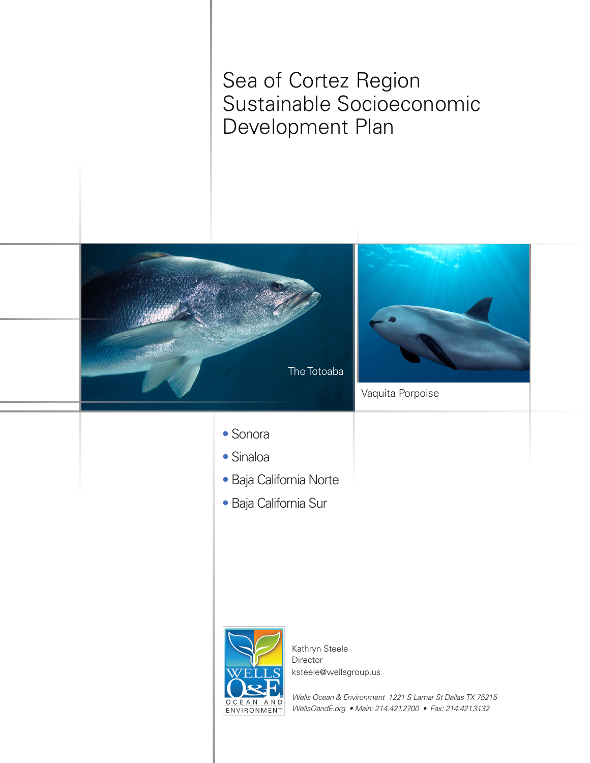# Sea of Cortez Region Sustainable Socioeconomic Development Plan

The Totoaba

Vaquita Porpoise

- Sonora
- Sinaloa
- Baja California Norte
- Baja California Sur

Kathryn Steele
Director
ksteele@wellsgroup.us

*Wells Ocean & Environment 1221 S Lamar St Dallas TX 75215*
*WellsOandE.org • Main: 214.421.2700 • Fax: 214.421.3132*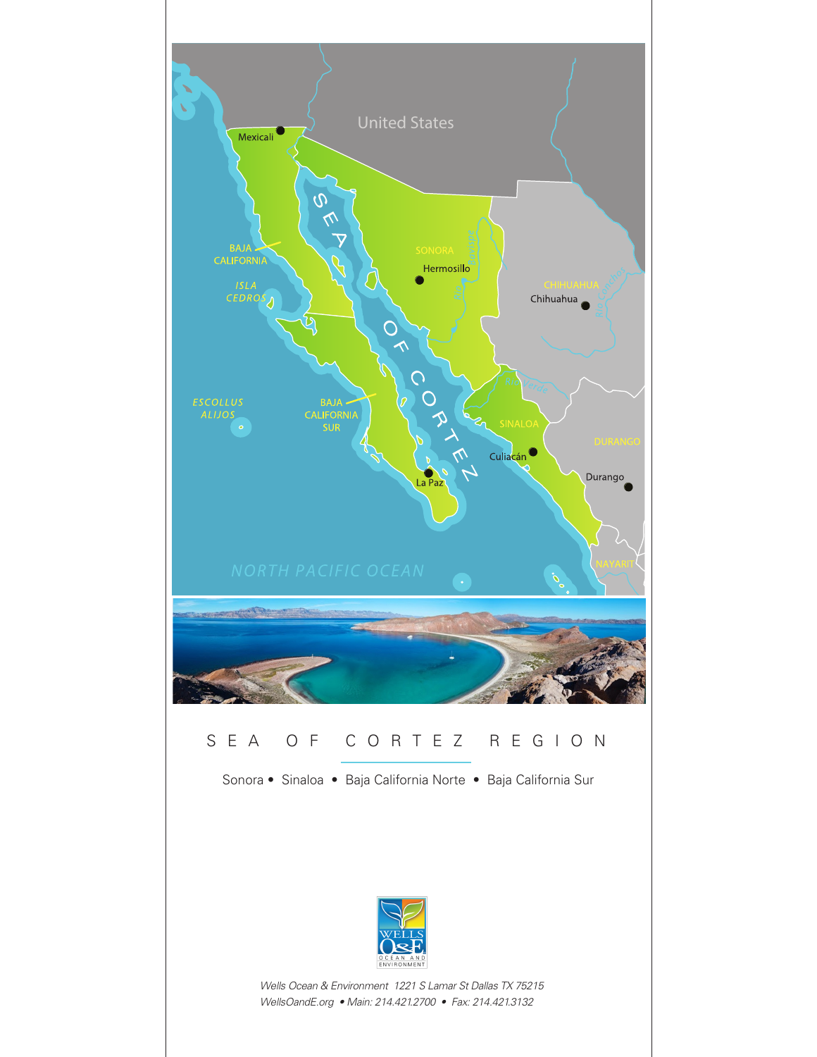# SEA OF CORTEZ REGION

Sonora • Sinaloa • Baja California Norte • Baja California Sur

*Wells Ocean & Environment 1221 S Lamar St Dallas TX 75215*
*WellsOandE.org • Main: 214.421.2700 • Fax: 214.421.3132*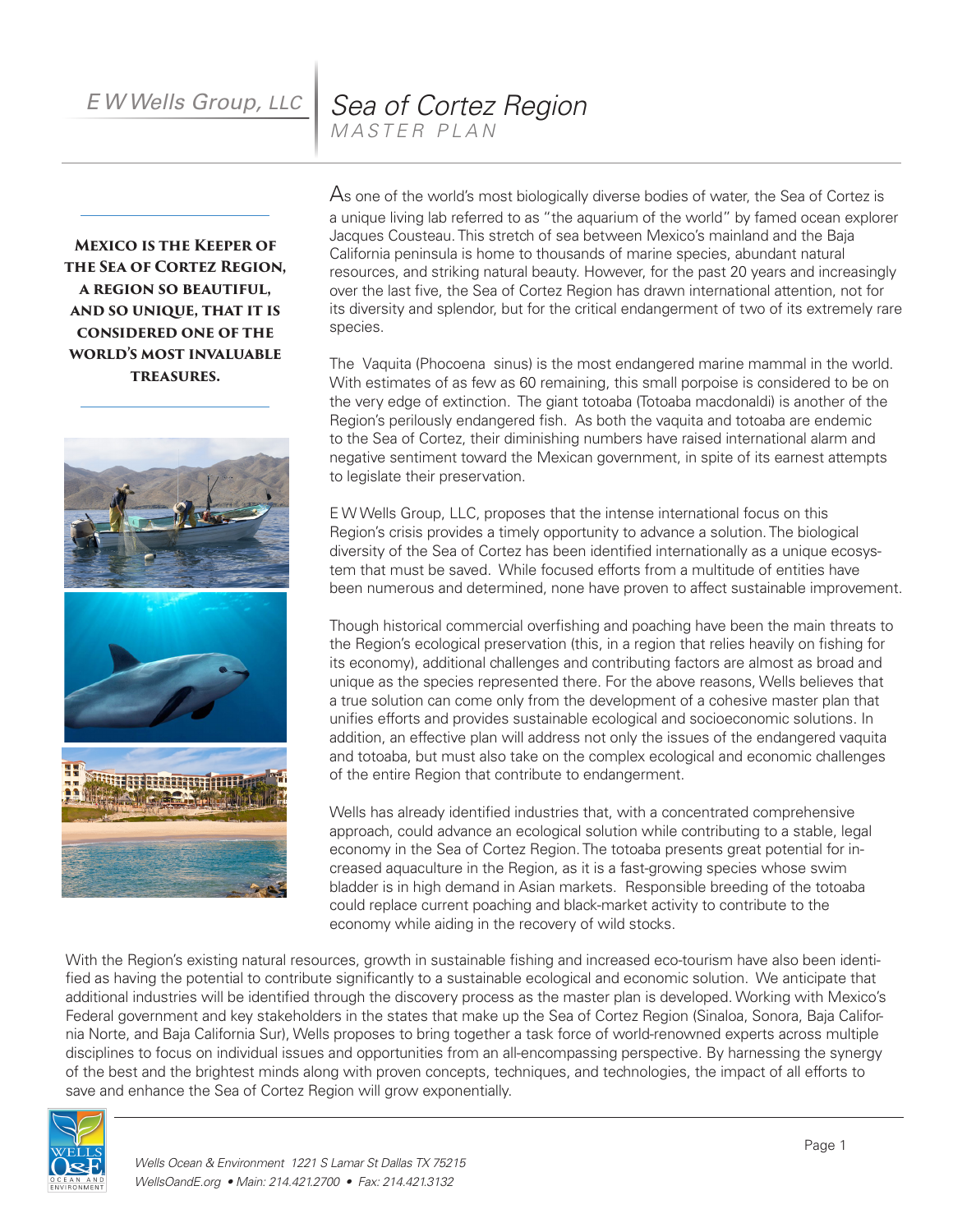# Sea of Cortez Region

MASTER PLAN

E W Wells Group, LLC

**Mexico is the Keeper of the Sea of Cortez Region, a region so beautiful, and so unique, that it is considered one of the world's most invaluable treasures.**

As one of the world's most biologically diverse bodies of water, the Sea of Cortez is a unique living lab referred to as "the aquarium of the world" by famed ocean explorer Jacques Cousteau. This stretch of sea between Mexico's mainland and the Baja California peninsula is home to thousands of marine species, abundant natural resources, and striking natural beauty. However, for the past 20 years and increasingly over the last five, the Sea of Cortez Region has drawn international attention, not for its diversity and splendor, but for the critical endangerment of two of its extremely rare species.

The Vaquita (Phocoena sinus) is the most endangered marine mammal in the world. With estimates of as few as 60 remaining, this small porpoise is considered to be on the very edge of extinction. The giant totoaba (Totoaba macdonaldi) is another of the Region's perilously endangered fish. As both the vaquita and totoaba are endemic to the Sea of Cortez, their diminishing numbers have raised international alarm and negative sentiment toward the Mexican government, in spite of its earnest attempts to legislate their preservation.

E W Wells Group, LLC, proposes that the intense international focus on this Region's crisis provides a timely opportunity to advance a solution. The biological diversity of the Sea of Cortez has been identified internationally as a unique ecosystem that must be saved. While focused efforts from a multitude of entities have been numerous and determined, none have proven to affect sustainable improvement.

Though historical commercial overfishing and poaching have been the main threats to the Region's ecological preservation (this, in a region that relies heavily on fishing for its economy), additional challenges and contributing factors are almost as broad and unique as the species represented there. For the above reasons, Wells believes that a true solution can come only from the development of a cohesive master plan that unifies efforts and provides sustainable ecological and socioeconomic solutions. In addition, an effective plan will address not only the issues of the endangered vaquita and totoaba, but must also take on the complex ecological and economic challenges of the entire Region that contribute to endangerment.

Wells has already identified industries that, with a concentrated comprehensive approach, could advance an ecological solution while contributing to a stable, legal economy in the Sea of Cortez Region. The totoaba presents great potential for increased aquaculture in the Region, as it is a fast-growing species whose swim bladder is in high demand in Asian markets. Responsible breeding of the totoaba could replace current poaching and black-market activity to contribute to the economy while aiding in the recovery of wild stocks.

With the Region's existing natural resources, growth in sustainable fishing and increased eco-tourism have also been identified as having the potential to contribute significantly to a sustainable ecological and economic solution. We anticipate that additional industries will be identified through the discovery process as the master plan is developed. Working with Mexico's Federal government and key stakeholders in the states that make up the Sea of Cortez Region (Sinaloa, Sonora, Baja California Norte, and Baja California Sur), Wells proposes to bring together a task force of world-renowned experts across multiple disciplines to focus on individual issues and opportunities from an all-encompassing perspective. By harnessing the synergy of the best and the brightest minds along with proven concepts, techniques, and technologies, the impact of all efforts to save and enhance the Sea of Cortez Region will grow exponentially.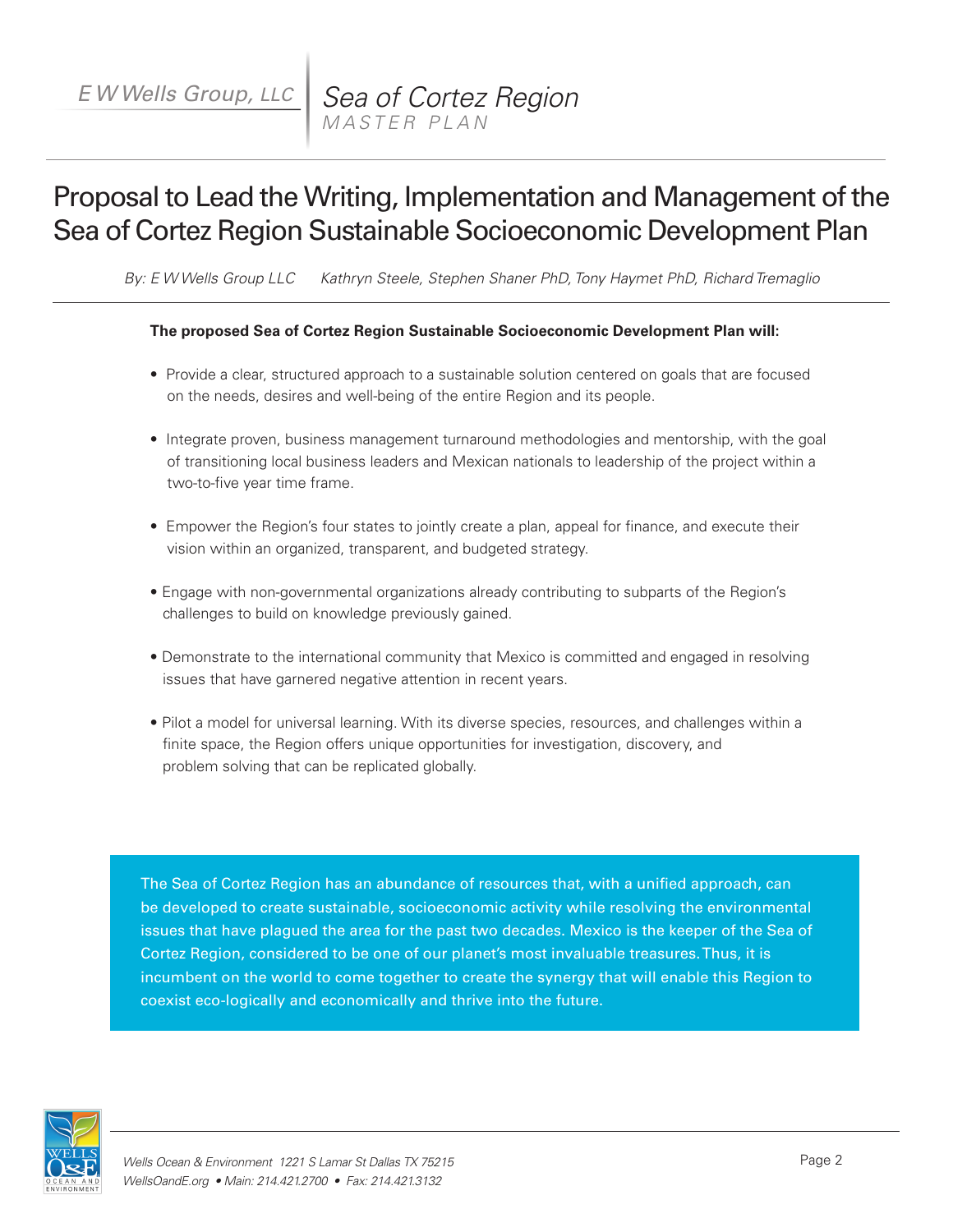# Proposal to Lead the Writing, Implementation and Management of the Sea of Cortez Region Sustainable Socioeconomic Development Plan

*By: E W Wells Group LLC Kathryn Steele, Stephen Shaner PhD, Tony Haymet PhD, Richard Tremaglio*

**The proposed Sea of Cortez Region Sustainable Socioeconomic Development Plan will:**

- Provide a clear, structured approach to a sustainable solution centered on goals that are focused on the needs, desires and well-being of the entire Region and its people.
- Integrate proven, business management turnaround methodologies and mentorship, with the goal of transitioning local business leaders and Mexican nationals to leadership of the project within a two-to-five year time frame.
- Empower the Region's four states to jointly create a plan, appeal for finance, and execute their vision within an organized, transparent, and budgeted strategy.
- Engage with non-governmental organizations already contributing to subparts of the Region's challenges to build on knowledge previously gained.
- Demonstrate to the international community that Mexico is committed and engaged in resolving issues that have garnered negative attention in recent years.
- Pilot a model for universal learning. With its diverse species, resources, and challenges within a finite space, the Region offers unique opportunities for investigation, discovery, and problem solving that can be replicated globally.

The Sea of Cortez Region has an abundance of resources that, with a unified approach, can be developed to create sustainable, socioeconomic activity while resolving the environmental issues that have plagued the area for the past two decades. Mexico is the keeper of the Sea of Cortez Region, considered to be one of our planet's most invaluable treasures. Thus, it is incumbent on the world to come together to create the synergy that will enable this Region to coexist eco-logically and economically and thrive into the future.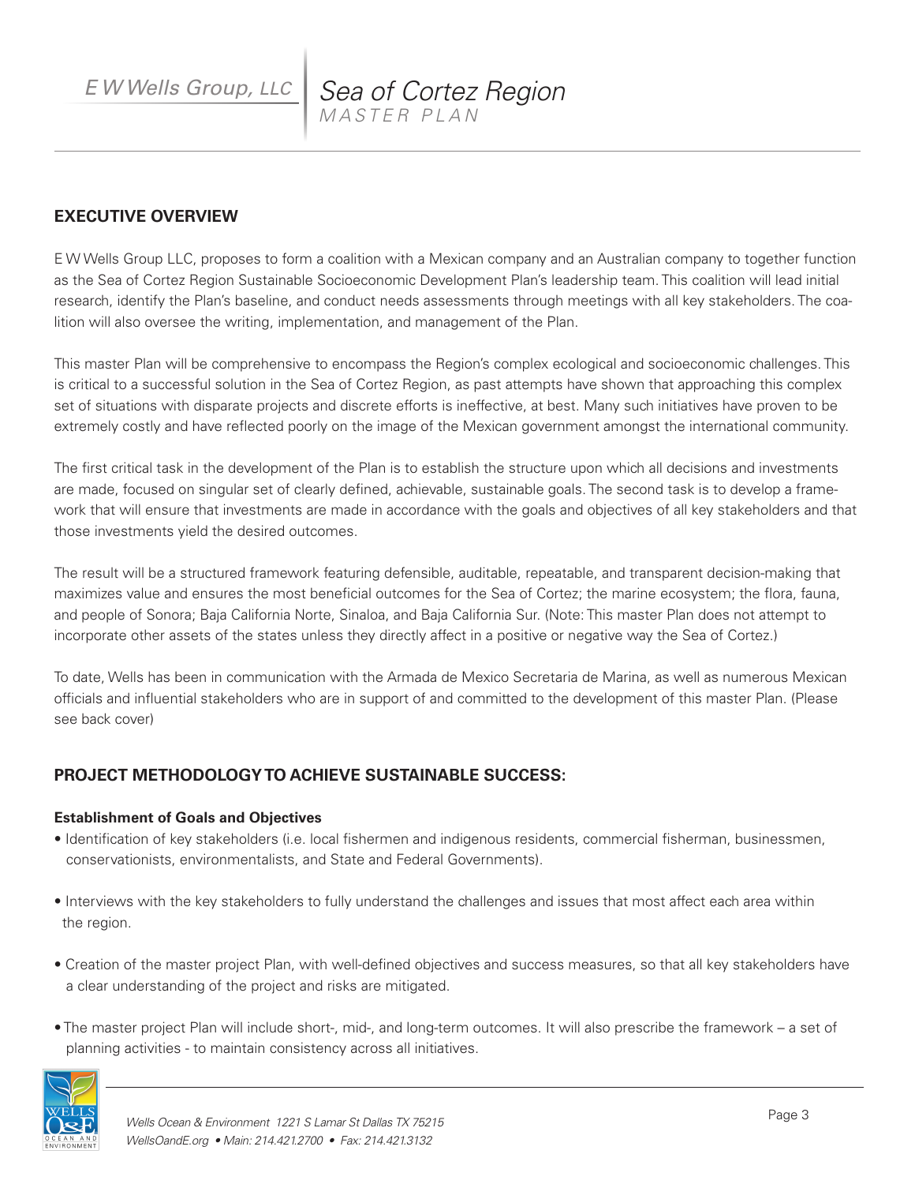## EXECUTIVE OVERVIEW

E W Wells Group LLC, proposes to form a coalition with a Mexican company and an Australian company to together function as the Sea of Cortez Region Sustainable Socioeconomic Development Plan's leadership team. This coalition will lead initial research, identify the Plan's baseline, and conduct needs assessments through meetings with all key stakeholders. The coalition will also oversee the writing, implementation, and management of the Plan.

This master Plan will be comprehensive to encompass the Region's complex ecological and socioeconomic challenges. This is critical to a successful solution in the Sea of Cortez Region, as past attempts have shown that approaching this complex set of situations with disparate projects and discrete efforts is ineffective, at best. Many such initiatives have proven to be extremely costly and have reflected poorly on the image of the Mexican government amongst the international community.

The first critical task in the development of the Plan is to establish the structure upon which all decisions and investments are made, focused on singular set of clearly defined, achievable, sustainable goals. The second task is to develop a framework that will ensure that investments are made in accordance with the goals and objectives of all key stakeholders and that those investments yield the desired outcomes.

The result will be a structured framework featuring defensible, auditable, repeatable, and transparent decision-making that maximizes value and ensures the most beneficial outcomes for the Sea of Cortez; the marine ecosystem; the flora, fauna, and people of Sonora; Baja California Norte, Sinaloa, and Baja California Sur. (Note: This master Plan does not attempt to incorporate other assets of the states unless they directly affect in a positive or negative way the Sea of Cortez.)

To date, Wells has been in communication with the Armada de Mexico Secretaria de Marina, as well as numerous Mexican officials and influential stakeholders who are in support of and committed to the development of this master Plan. (Please see back cover)

## PROJECT METHODOLOGY TO ACHIEVE SUSTAINABLE SUCCESS:

### Establishment of Goals and Objectives

- Identification of key stakeholders (i.e. local fishermen and indigenous residents, commercial fisherman, businessmen, conservationists, environmentalists, and State and Federal Governments).
- Interviews with the key stakeholders to fully understand the challenges and issues that most affect each area within the region.
- Creation of the master project Plan, with well-defined objectives and success measures, so that all key stakeholders have a clear understanding of the project and risks are mitigated.
- The master project Plan will include short-, mid-, and long-term outcomes. It will also prescribe the framework – a set of planning activities - to maintain consistency across all initiatives.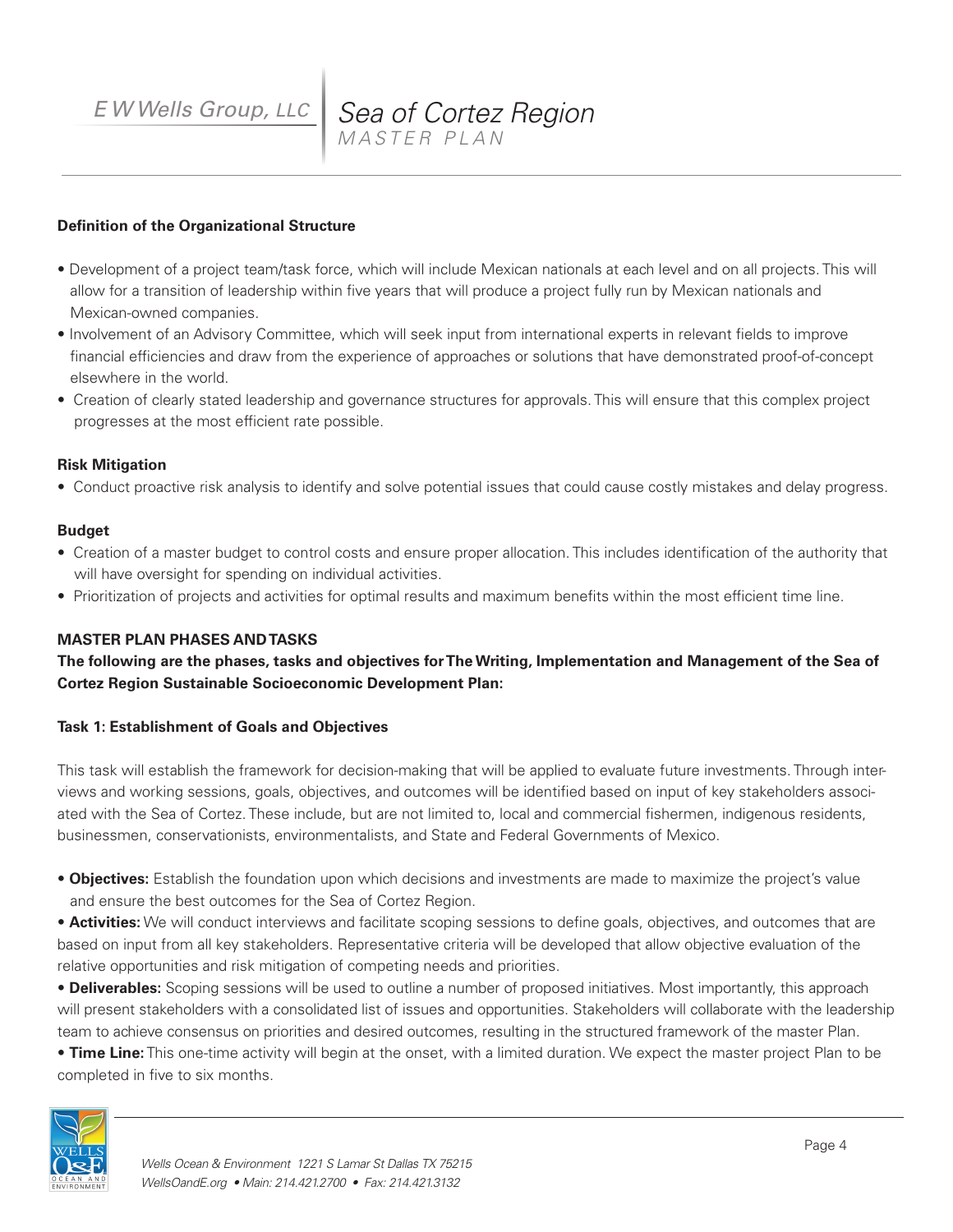**Definition of the Organizational Structure**

- Development of a project team/task force, which will include Mexican nationals at each level and on all projects. This will allow for a transition of leadership within five years that will produce a project fully run by Mexican nationals and Mexican-owned companies.
- Involvement of an Advisory Committee, which will seek input from international experts in relevant fields to improve financial efficiencies and draw from the experience of approaches or solutions that have demonstrated proof-of-concept elsewhere in the world.
- Creation of clearly stated leadership and governance structures for approvals. This will ensure that this complex project progresses at the most efficient rate possible.

**Risk Mitigation**

- Conduct proactive risk analysis to identify and solve potential issues that could cause costly mistakes and delay progress.

**Budget**

- Creation of a master budget to control costs and ensure proper allocation. This includes identification of the authority that will have oversight for spending on individual activities.
- Prioritization of projects and activities for optimal results and maximum benefits within the most efficient time line.

**MASTER PLAN PHASES AND TASKS**

**The following are the phases, tasks and objectives for The Writing, Implementation and Management of the Sea of Cortez Region Sustainable Socioeconomic Development Plan:**

**Task 1: Establishment of Goals and Objectives**

This task will establish the framework for decision-making that will be applied to evaluate future investments. Through interviews and working sessions, goals, objectives, and outcomes will be identified based on input of key stakeholders associated with the Sea of Cortez. These include, but are not limited to, local and commercial fishermen, indigenous residents, businessmen, conservationists, environmentalists, and State and Federal Governments of Mexico.

- **Objectives:** Establish the foundation upon which decisions and investments are made to maximize the project's value and ensure the best outcomes for the Sea of Cortez Region.
- **Activities:** We will conduct interviews and facilitate scoping sessions to define goals, objectives, and outcomes that are based on input from all key stakeholders. Representative criteria will be developed that allow objective evaluation of the relative opportunities and risk mitigation of competing needs and priorities.
- **Deliverables:** Scoping sessions will be used to outline a number of proposed initiatives. Most importantly, this approach will present stakeholders with a consolidated list of issues and opportunities. Stakeholders will collaborate with the leadership team to achieve consensus on priorities and desired outcomes, resulting in the structured framework of the master Plan.
- **Time Line:** This one-time activity will begin at the onset, with a limited duration. We expect the master project Plan to be completed in five to six months.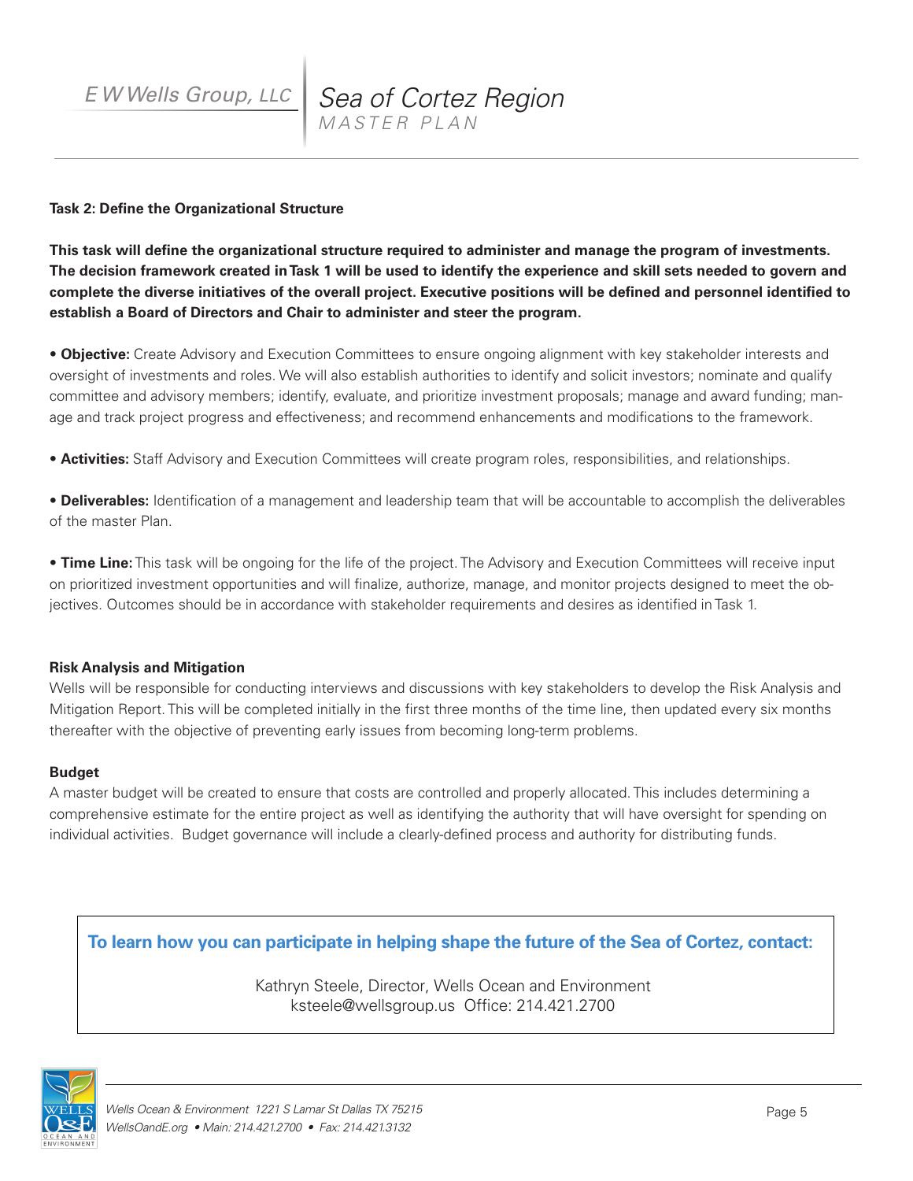### Task 2: Define the Organizational Structure

**This task will define the organizational structure required to administer and manage the program of investments. The decision framework created in Task 1 will be used to identify the experience and skill sets needed to govern and complete the diverse initiatives of the overall project. Executive positions will be defined and personnel identified to establish a Board of Directors and Chair to administer and steer the program.**

- **Objective:** Create Advisory and Execution Committees to ensure ongoing alignment with key stakeholder interests and oversight of investments and roles. We will also establish authorities to identify and solicit investors; nominate and qualify committee and advisory members; identify, evaluate, and prioritize investment proposals; manage and award funding; manage and track project progress and effectiveness; and recommend enhancements and modifications to the framework.

- **Activities:** Staff Advisory and Execution Committees will create program roles, responsibilities, and relationships.

- **Deliverables:** Identification of a management and leadership team that will be accountable to accomplish the deliverables of the master Plan.

- **Time Line:** This task will be ongoing for the life of the project. The Advisory and Execution Committees will receive input on prioritized investment opportunities and will finalize, authorize, manage, and monitor projects designed to meet the objectives. Outcomes should be in accordance with stakeholder requirements and desires as identified in Task 1.

### Risk Analysis and Mitigation

Wells will be responsible for conducting interviews and discussions with key stakeholders to develop the Risk Analysis and Mitigation Report. This will be completed initially in the first three months of the time line, then updated every six months thereafter with the objective of preventing early issues from becoming long-term problems.

### Budget

A master budget will be created to ensure that costs are controlled and properly allocated. This includes determining a comprehensive estimate for the entire project as well as identifying the authority that will have oversight for spending on individual activities. Budget governance will include a clearly-defined process and authority for distributing funds.

**To learn how you can participate in helping shape the future of the Sea of Cortez, contact:**

Kathryn Steele, Director, Wells Ocean and Environment
ksteele@wellsgroup.us Office: 214.421.2700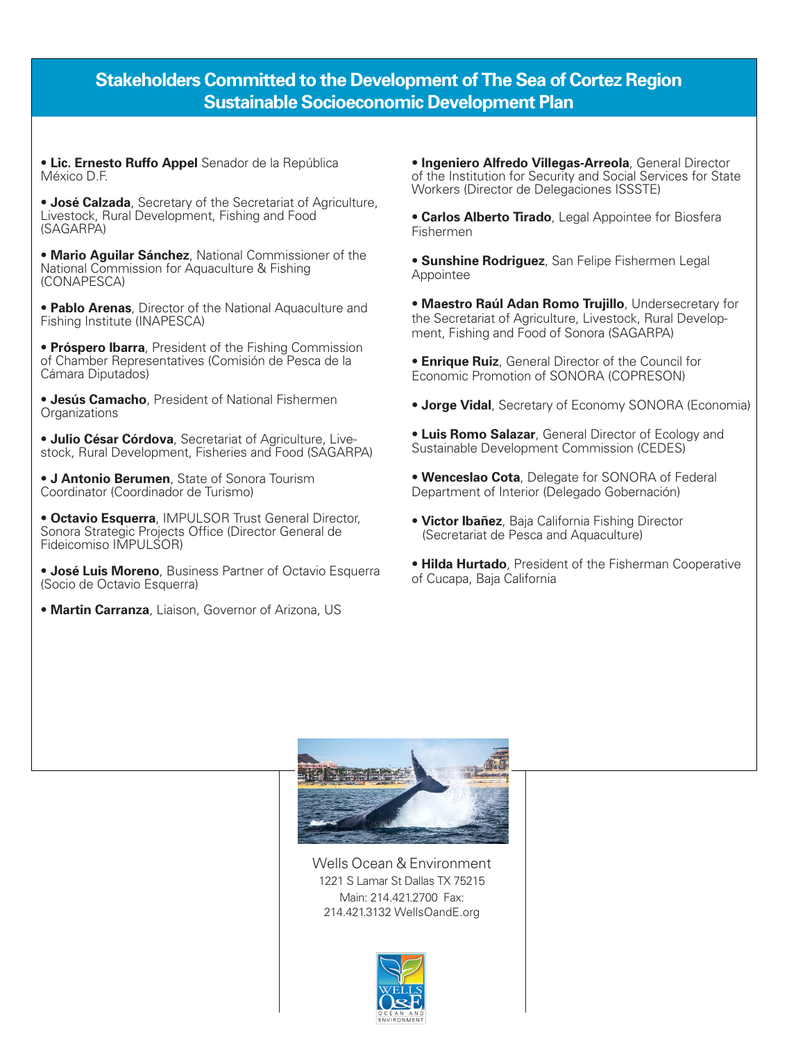## Stakeholders Committed to the Development of The Sea of Cortez Region Sustainable Socioeconomic Development Plan

- **Lic. Ernesto Ruffo Appel** Senador de la República México D.F.
- **José Calzada**, Secretary of the Secretariat of Agriculture, Livestock, Rural Development, Fishing and Food (SAGARPA)
- **Mario Aguilar Sánchez**, National Commissioner of the National Commission for Aquaculture & Fishing (CONAPESCA)
- **Pablo Arenas**, Director of the National Aquaculture and Fishing Institute (INAPESCA)
- **Próspero Ibarra**, President of the Fishing Commission of Chamber Representatives (Comisión de Pesca de la Cámara Diputados)
- **Jesús Camacho**, President of National Fishermen Organizations
- **Julio César Córdova**, Secretariat of Agriculture, Livestock, Rural Development, Fisheries and Food (SAGARPA)
- **J Antonio Berumen**, State of Sonora Tourism Coordinator (Coordinador de Turismo)
- **Octavio Esquerra**, IMPULSOR Trust General Director, Sonora Strategic Projects Office (Director General de Fideicomiso IMPULSOR)
- **José Luis Moreno**, Business Partner of Octavio Esquerra (Socio de Octavio Esquerra)
- **Martin Carranza**, Liaison, Governor of Arizona, US
- **Ingeniero Alfredo Villegas-Arreola**, General Director of the Institution for Security and Social Services for State Workers (Director de Delegaciones ISSSTE)
- **Carlos Alberto Tirado**, Legal Appointee for Biosfera Fishermen
- **Sunshine Rodriguez**, San Felipe Fishermen Legal Appointee
- **Maestro Raúl Adan Romo Trujillo**, Undersecretary for the Secretariat of Agriculture, Livestock, Rural Development, Fishing and Food of Sonora (SAGARPA)
- **Enrique Ruiz**, General Director of the Council for Economic Promotion of SONORA (COPRESON)
- **Jorge Vidal**, Secretary of Economy SONORA (Economia)
- **Luis Romo Salazar**, General Director of Ecology and Sustainable Development Commission (CEDES)
- **Wenceslao Cota**, Delegate for SONORA of Federal Department of Interior (Delegado Gobernación)
- **Victor Ibañez**, Baja California Fishing Director (Secretariat de Pesca and Aquaculture)
- **Hilda Hurtado**, President of the Fisherman Cooperative of Cucapa, Baja California

Wells Ocean & Environment
1221 S Lamar St Dallas TX 75215
Main: 214.421.2700 Fax: 214.421.3132 WellsOandE.org